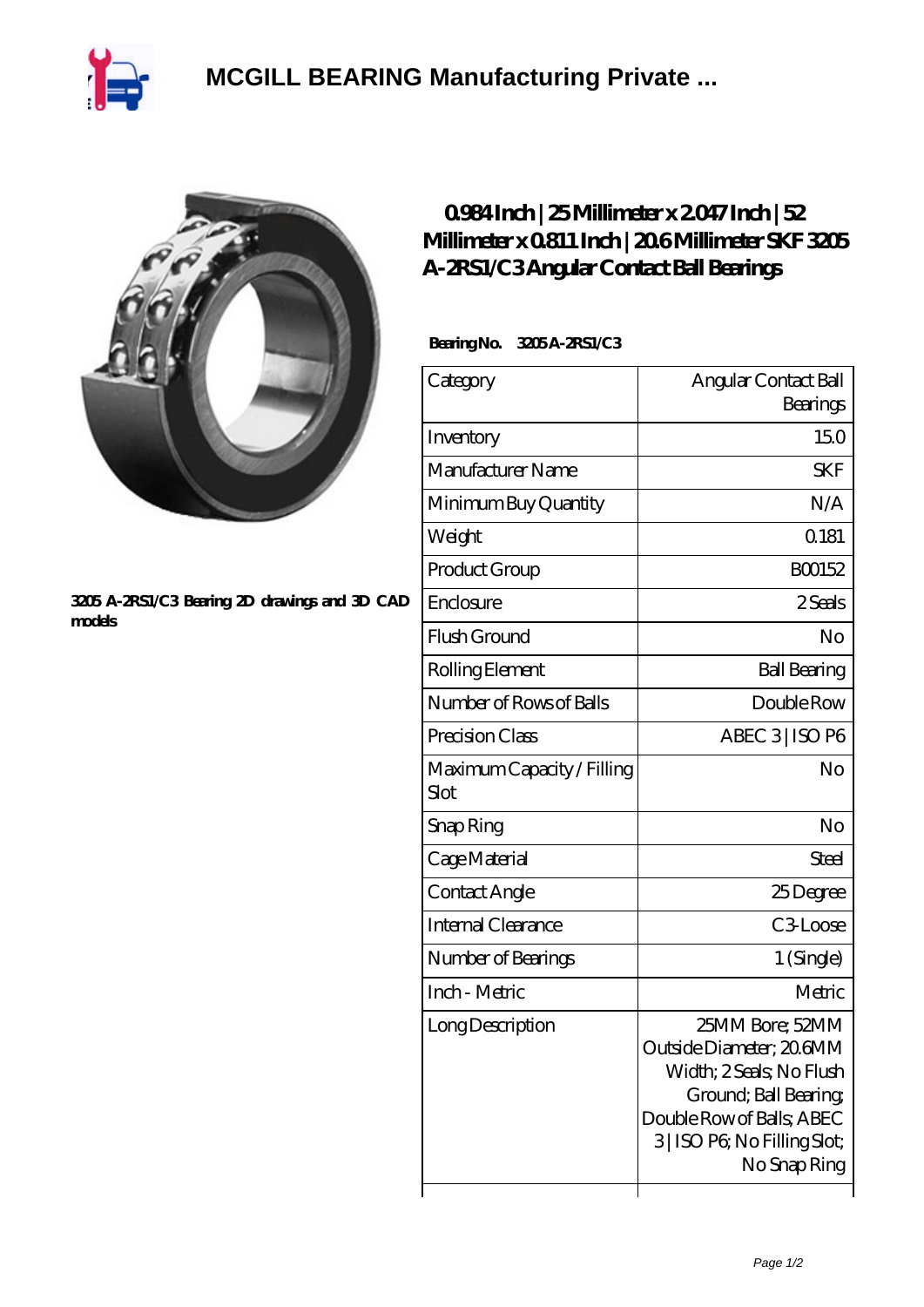# MCGILL BEARING Manufacturing Private ...

## 0.984 Inch | 25 Millimeter x 2.047 Inch | 52 Millimeter x 0.811 Inch | 20.6 Millimeter SKF 3205 A-2RS1/C3 Angular Contact Ball Bearings

**3205 A-2RS1/C3 Bearing 2D drawings and 3D CAD models**

**Bearing No. 3205 A-2RS1/C3**

| | |
|---|---|
| Category | Angular Contact Ball Bearings |
| Inventory | 15.0 |
| Manufacturer Name | SKF |
| Minimum Buy Quantity | N/A |
| Weight | 0.181 |
| Product Group | B00152 |
| Enclosure | 2 Seals |
| Flush Ground | No |
| Rolling Element | Ball Bearing |
| Number of Rows of Balls | Double Row |
| Precision Class | ABEC 3 \| ISO P6 |
| Maximum Capacity / Filling Slot | No |
| Snap Ring | No |
| Cage Material | Steel |
| Contact Angle | 25 Degree |
| Internal Clearance | C3-Loose |
| Number of Bearings | 1 (Single) |
| Inch - Metric | Metric |
| Long Description | 25MM Bore; 52MM Outside Diameter; 20.6MM Width; 2 Seals; No Flush Ground; Ball Bearing; Double Row of Balls; ABEC 3 \| ISO P6; No Filling Slot; No Snap Ring |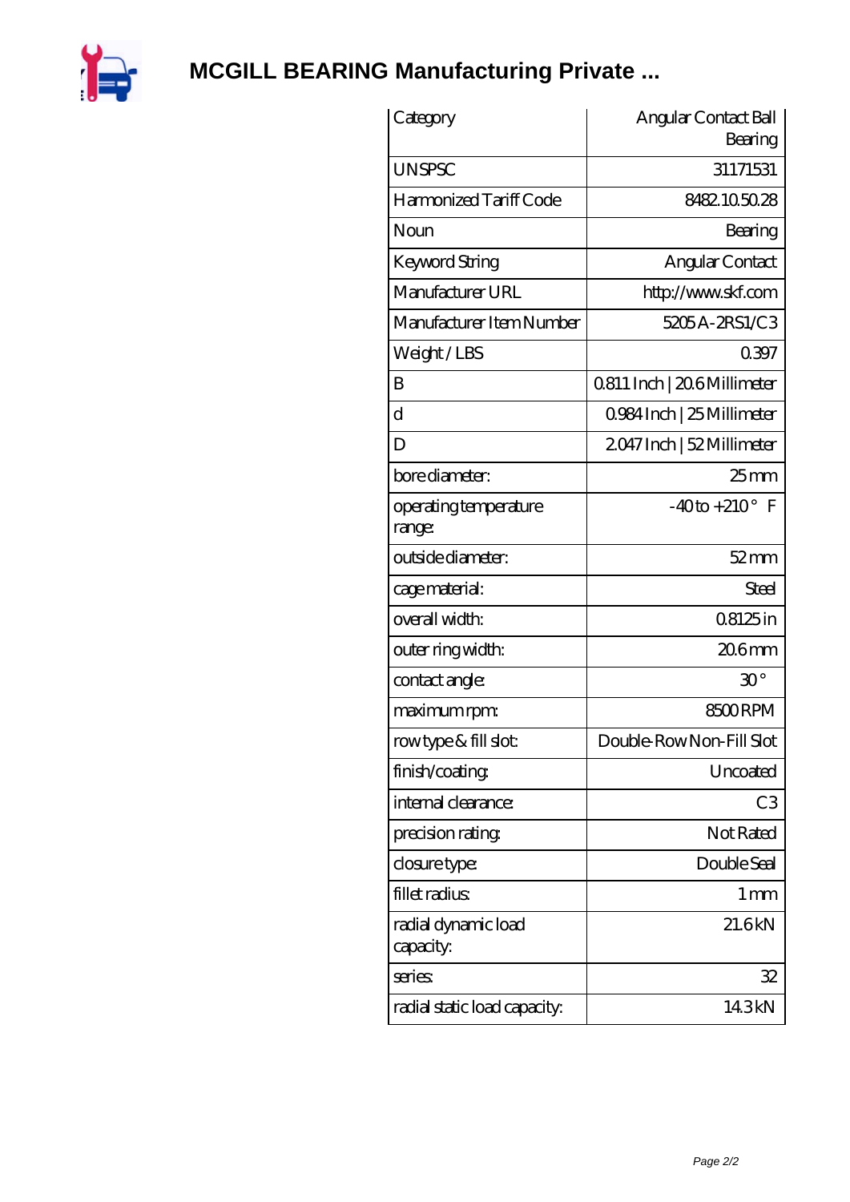# MCGILL BEARING Manufacturing Private ...

| | |
|---|---|
| Category | Angular Contact Ball Bearing |
| UNSPSC | 31171531 |
| Harmonized Tariff Code | 8482.10.50.28 |
| Noun | Bearing |
| Keyword String | Angular Contact |
| Manufacturer URL | http://www.skf.com |
| Manufacturer Item Number | 5205 A-2RS1/C3 |
| Weight / LBS | 0.397 |
| B | 0.811 Inch \| 20.6 Millimeter |
| d | 0.984 Inch \| 25 Millimeter |
| D | 2.047 Inch \| 52 Millimeter |
| bore diameter: | 25 mm |
| operating temperature range: | -40 to +210 ° F |
| outside diameter: | 52 mm |
| cage material: | Steel |
| overall width: | 0.8125 in |
| outer ring width: | 20.6 mm |
| contact angle: | 30 ° |
| maximum rpm: | 8500 RPM |
| row type & fill slot: | Double-Row Non-Fill Slot |
| finish/coating: | Uncoated |
| internal clearance: | C3 |
| precision rating: | Not Rated |
| closure type: | Double Seal |
| fillet radius: | 1 mm |
| radial dynamic load capacity: | 21.6 kN |
| series: | 32 |
| radial static load capacity: | 14.3 kN |